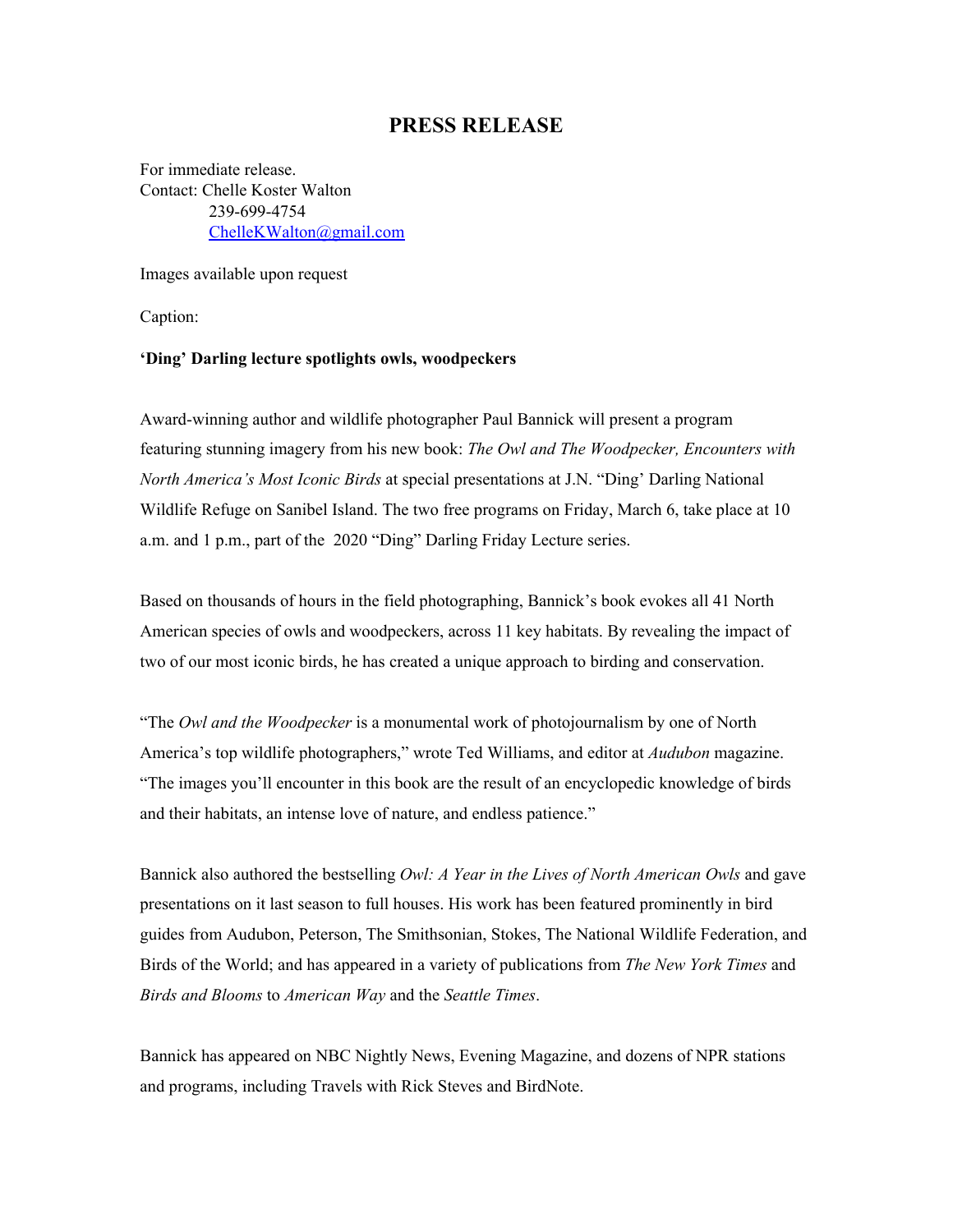# PRESS RELEASE

For immediate release.
Contact: Chelle Koster Walton
239-699-4754
ChelleKWalton@gmail.com

Images available upon request

Caption:

**'Ding' Darling lecture spotlights owls, woodpeckers**

Award-winning author and wildlife photographer Paul Bannick will present a program featuring stunning imagery from his new book: *The Owl and The Woodpecker, Encounters with North America's Most Iconic Birds* at special presentations at J.N. "Ding' Darling National Wildlife Refuge on Sanibel Island. The two free programs on Friday, March 6, take place at 10 a.m. and 1 p.m., part of the 2020 "Ding" Darling Friday Lecture series.

Based on thousands of hours in the field photographing, Bannick's book evokes all 41 North American species of owls and woodpeckers, across 11 key habitats. By revealing the impact of two of our most iconic birds, he has created a unique approach to birding and conservation.

"The *Owl and the Woodpecker* is a monumental work of photojournalism by one of North America's top wildlife photographers," wrote Ted Williams, and editor at *Audubon* magazine. "The images you'll encounter in this book are the result of an encyclopedic knowledge of birds and their habitats, an intense love of nature, and endless patience."

Bannick also authored the bestselling *Owl: A Year in the Lives of North American Owls* and gave presentations on it last season to full houses. His work has been featured prominently in bird guides from Audubon, Peterson, The Smithsonian, Stokes, The National Wildlife Federation, and Birds of the World; and has appeared in a variety of publications from *The New York Times* and *Birds and Blooms* to *American Way* and the *Seattle Times*.

Bannick has appeared on NBC Nightly News, Evening Magazine, and dozens of NPR stations and programs, including Travels with Rick Steves and BirdNote.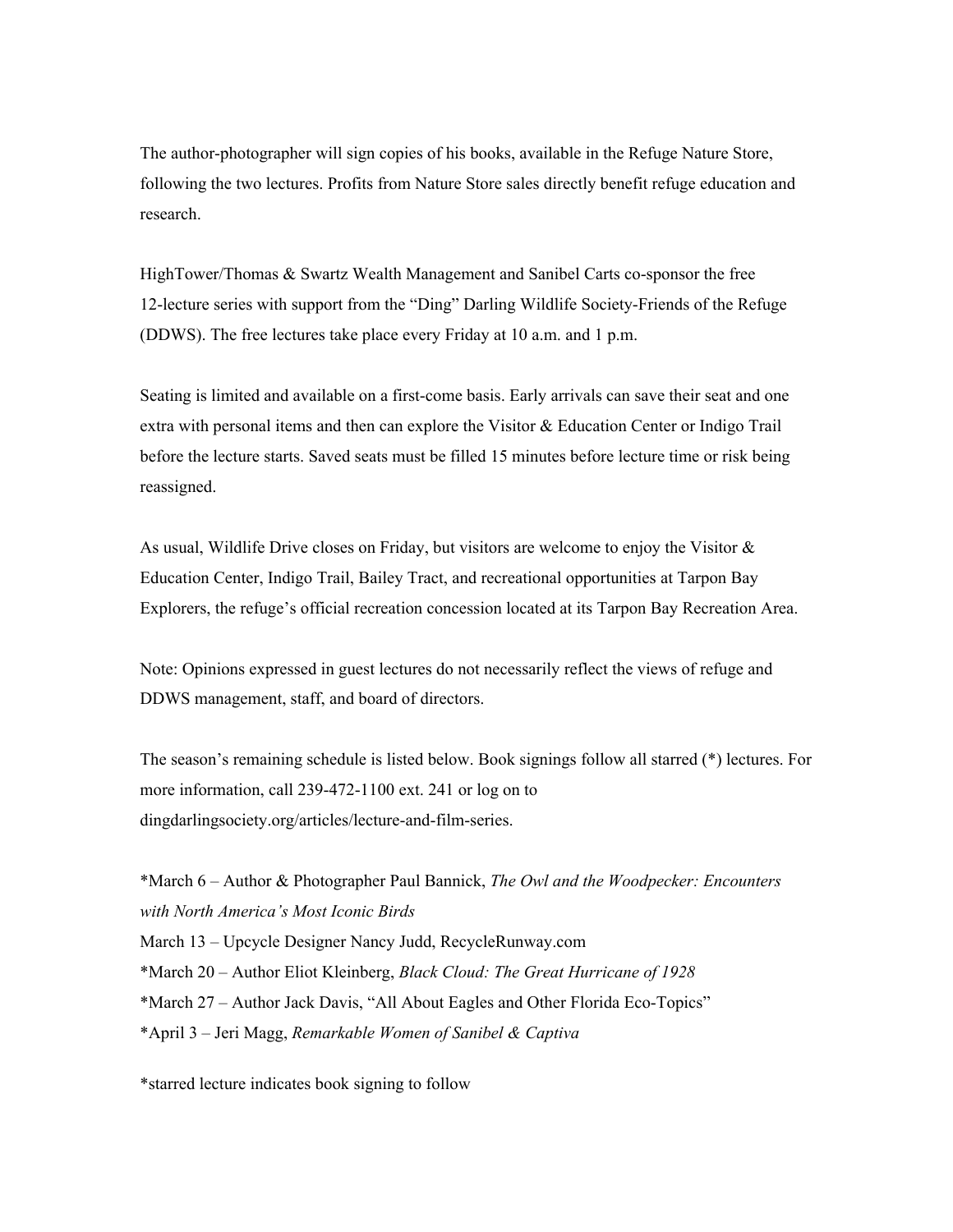The author-photographer will sign copies of his books, available in the Refuge Nature Store, following the two lectures. Profits from Nature Store sales directly benefit refuge education and research.

HighTower/Thomas & Swartz Wealth Management and Sanibel Carts co-sponsor the free 12-lecture series with support from the "Ding" Darling Wildlife Society-Friends of the Refuge (DDWS). The free lectures take place every Friday at 10 a.m. and 1 p.m.

Seating is limited and available on a first-come basis. Early arrivals can save their seat and one extra with personal items and then can explore the Visitor & Education Center or Indigo Trail before the lecture starts. Saved seats must be filled 15 minutes before lecture time or risk being reassigned.

As usual, Wildlife Drive closes on Friday, but visitors are welcome to enjoy the Visitor & Education Center, Indigo Trail, Bailey Tract, and recreational opportunities at Tarpon Bay Explorers, the refuge's official recreation concession located at its Tarpon Bay Recreation Area.

Note: Opinions expressed in guest lectures do not necessarily reflect the views of refuge and DDWS management, staff, and board of directors.

The season's remaining schedule is listed below. Book signings follow all starred (*) lectures. For more information, call 239-472-1100 ext. 241 or log on to dingdarlingsociety.org/articles/lecture-and-film-series.

*March 6 – Author & Photographer Paul Bannick, *The Owl and the Woodpecker: Encounters with North America's Most Iconic Birds*  
March 13 – Upcycle Designer Nancy Judd, RecycleRunway.com  
*March 20 – Author Eliot Kleinberg, *Black Cloud: The Great Hurricane of 1928*  
*March 27 – Author Jack Davis, "All About Eagles and Other Florida Eco-Topics"  
*April 3 – Jeri Magg, *Remarkable Women of Sanibel & Captiva*

*starred lecture indicates book signing to follow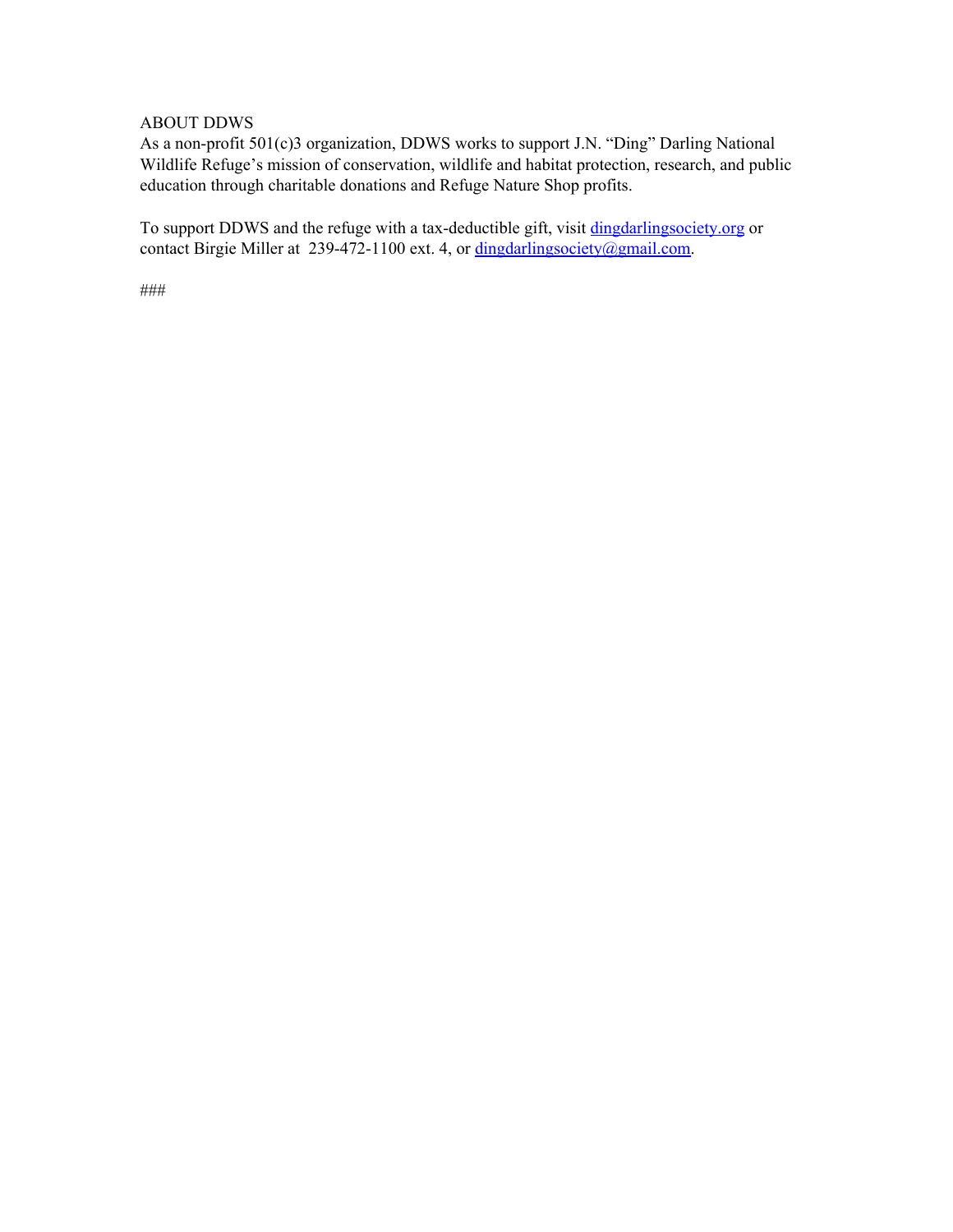## ABOUT DDWS

As a non-profit 501(c)3 organization, DDWS works to support J.N. "Ding" Darling National Wildlife Refuge's mission of conservation, wildlife and habitat protection, research, and public education through charitable donations and Refuge Nature Shop profits.

To support DDWS and the refuge with a tax-deductible gift, visit [dingdarlingsociety.org](http://dingdarlingsociety.org) or contact Birgie Miller at 239-472-1100 ext. 4, or [dingdarlingsociety@gmail.com](mailto:dingdarlingsociety@gmail.com).

###